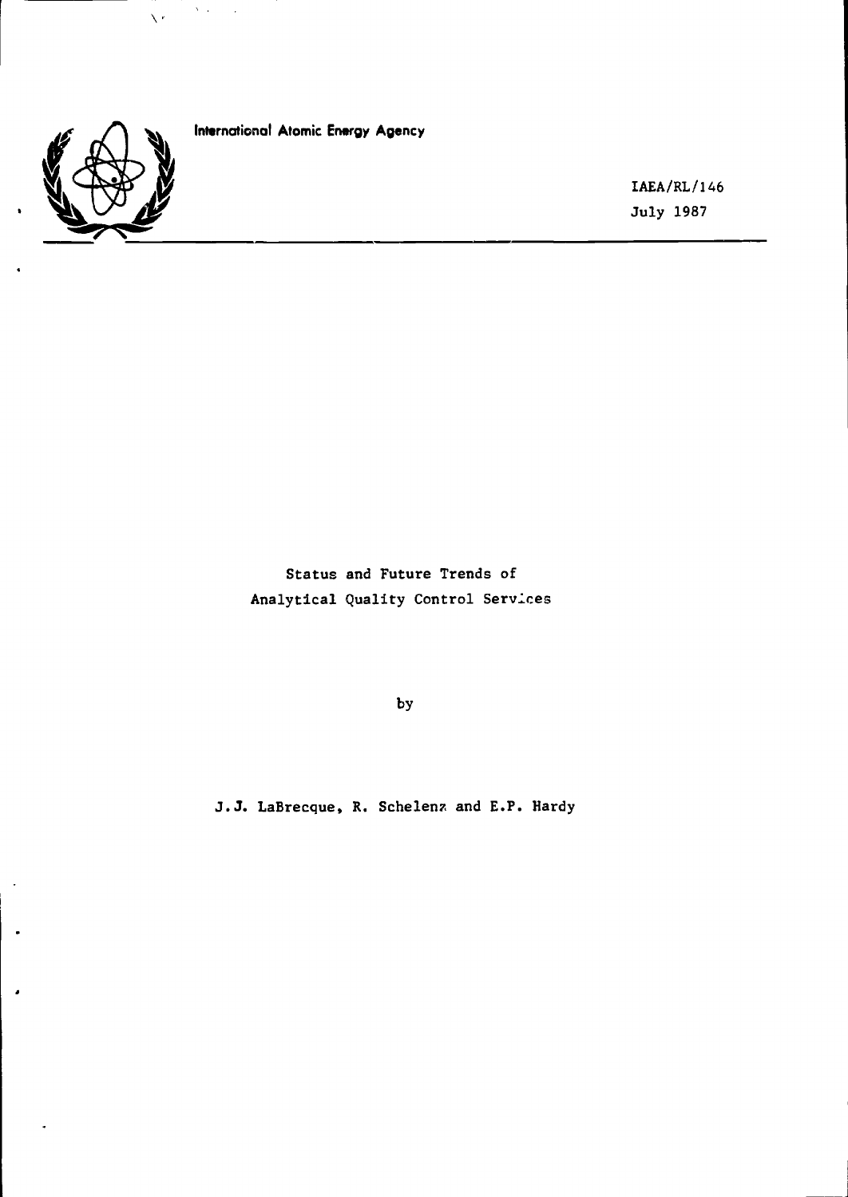International Atomic Energy Agency

IAEA/RL/146
July 1987

# Status and Future Trends of Analytical Quality Control Services

by

J.J. LaBrecque, R. Schelenz and E.P. Hardy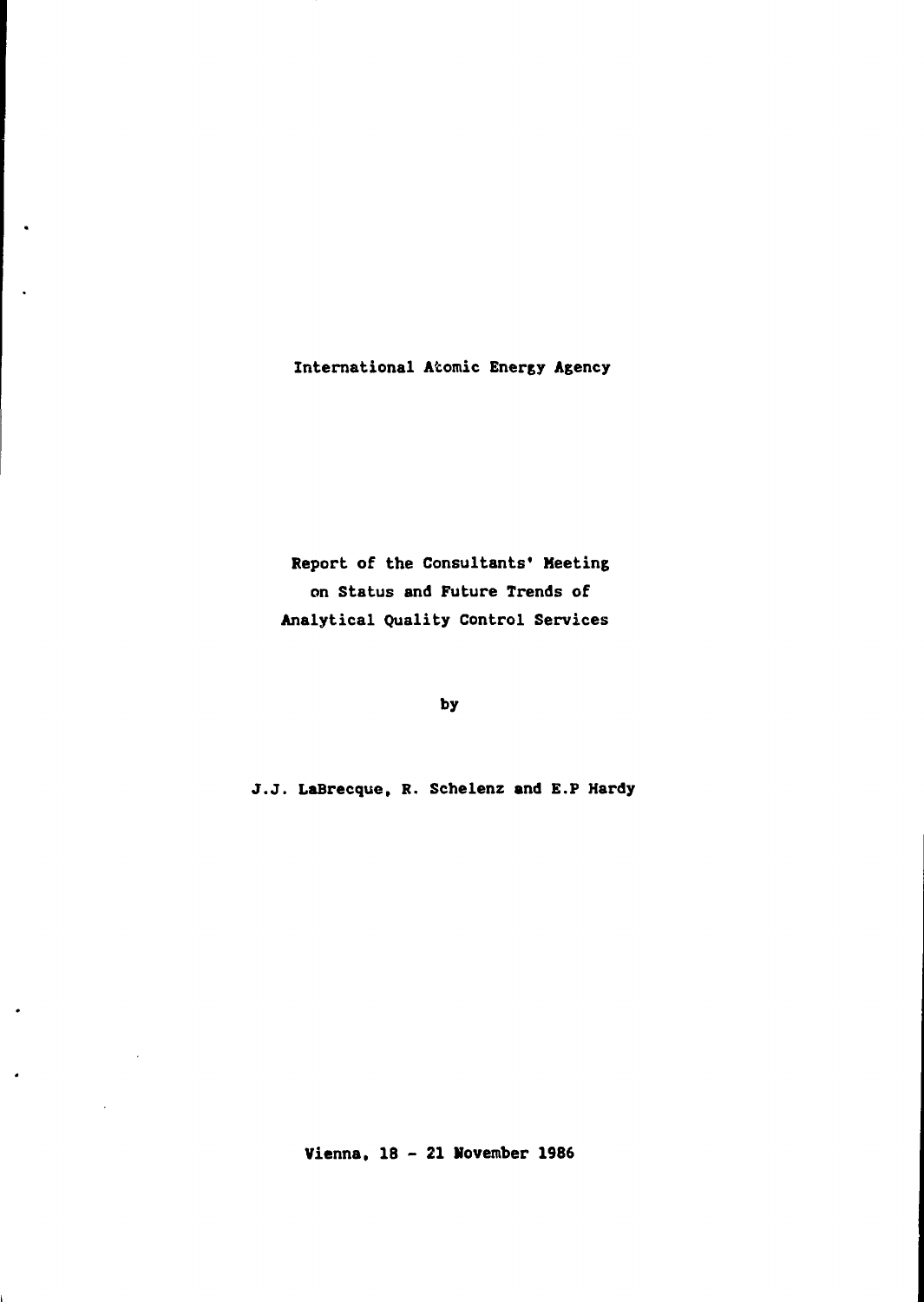International Atomic Energy Agency

# Report of the Consultants' Meeting on Status and Future Trends of Analytical Quality Control Services

by

J.J. LaBrecque, R. Schelenz and E.P Hardy

Vienna, 18 - 21 November 1986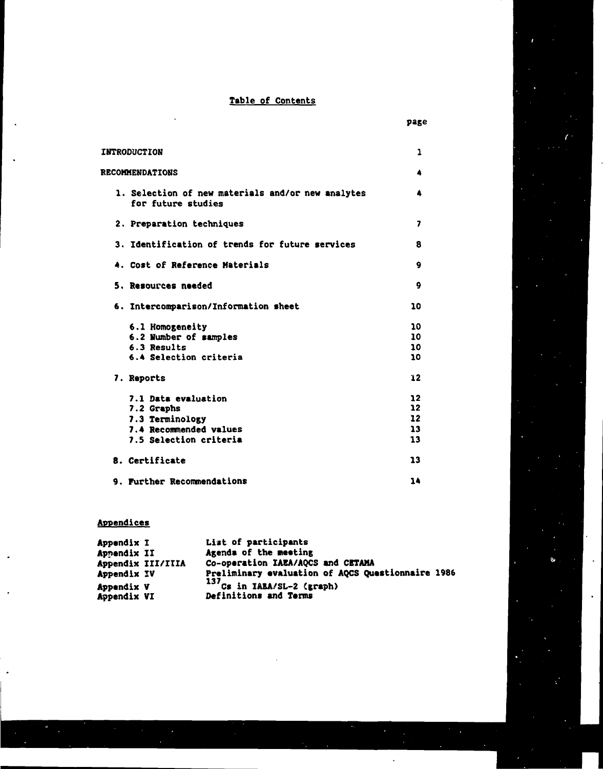# Table of Contents

| | page |
|---|---|
| INTRODUCTION | 1 |
| RECOMMENDATIONS | 4 |
| 1. Selection of new materials and/or new analytes for future studies | 4 |
| 2. Preparation techniques | 7 |
| 3. Identification of trends for future services | 8 |
| 4. Cost of Reference Materials | 9 |
| 5. Resources needed | 9 |
| 6. Intercomparison/Information sheet | 10 |
| 6.1 Homogeneity | 10 |
| 6.2 Number of samples | 10 |
| 6.3 Results | 10 |
| 6.4 Selection criteria | 10 |
| 7. Reports | 12 |
| 7.1 Data evaluation | 12 |
| 7.2 Graphs | 12 |
| 7.3 Terminology | 12 |
| 7.4 Recommended values | 13 |
| 7.5 Selection criteria | 13 |
| 8. Certificate | 13 |
| 9. Further Recommendations | 14 |

## Appendices

| | |
|---|---|
| Appendix I | List of participants |
| Appendix II | Agenda of the meeting |
| Appendix III/IIIA | Co-operation IAEA/AQCS and CETAMA |
| Appendix IV | Preliminary evaluation of AQCS Questionnaire 1986 |
| Appendix V | $^{137}Cs$ in IAEA/SL-2 (graph) |
| Appendix VI | Definitions and Terms |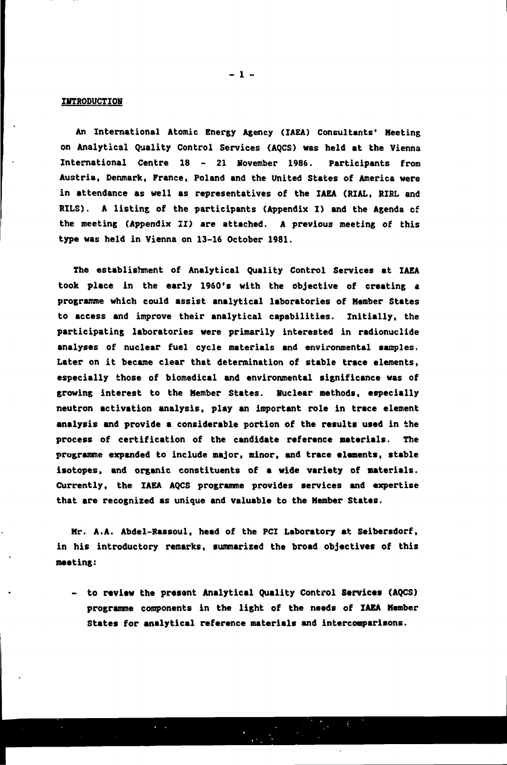## INTRODUCTION

An International Atomic Energy Agency (IAEA) Consultants' Meeting on Analytical Quality Control Services (AQCS) was held at the Vienna International Centre 18 - 21 November 1986. Participants from Austria, Denmark, France, Poland and the United States of America were in attendance as well as representatives of the IAEA (RIAL, RIRL and RILS). A listing of the participants (Appendix I) and the Agenda of the meeting (Appendix II) are attached. A previous meeting of this type was held in Vienna on 13-16 October 1981.

The establishment of Analytical Quality Control Services at IAEA took place in the early 1960's with the objective of creating a programme which could assist analytical laboratories of Member States to access and improve their analytical capabilities. Initially, the participating laboratories were primarily interested in radionuclide analyses of nuclear fuel cycle materials and environmental samples. Later on it became clear that determination of stable trace elements, especially those of biomedical and environmental significance was of growing interest to the Member States. Nuclear methods, especially neutron activation analysis, play an important role in trace element analysis and provide a considerable portion of the results used in the process of certification of the candidate reference materials. The programme expanded to include major, minor, and trace elements, stable isotopes, and organic constituents of a wide variety of materials. Currently, the IAEA AQCS programme provides services and expertise that are recognized as unique and valuable to the Member States.

Mr. A.A. Abdel-Rassoul, head of the PCI Laboratory at Seibersdorf, in his introductory remarks, summarized the broad objectives of this meeting:

- to review the present Analytical Quality Control Services (AQCS) programme components in the light of the needs of IAEA Member States for analytical reference materials and intercomparisons.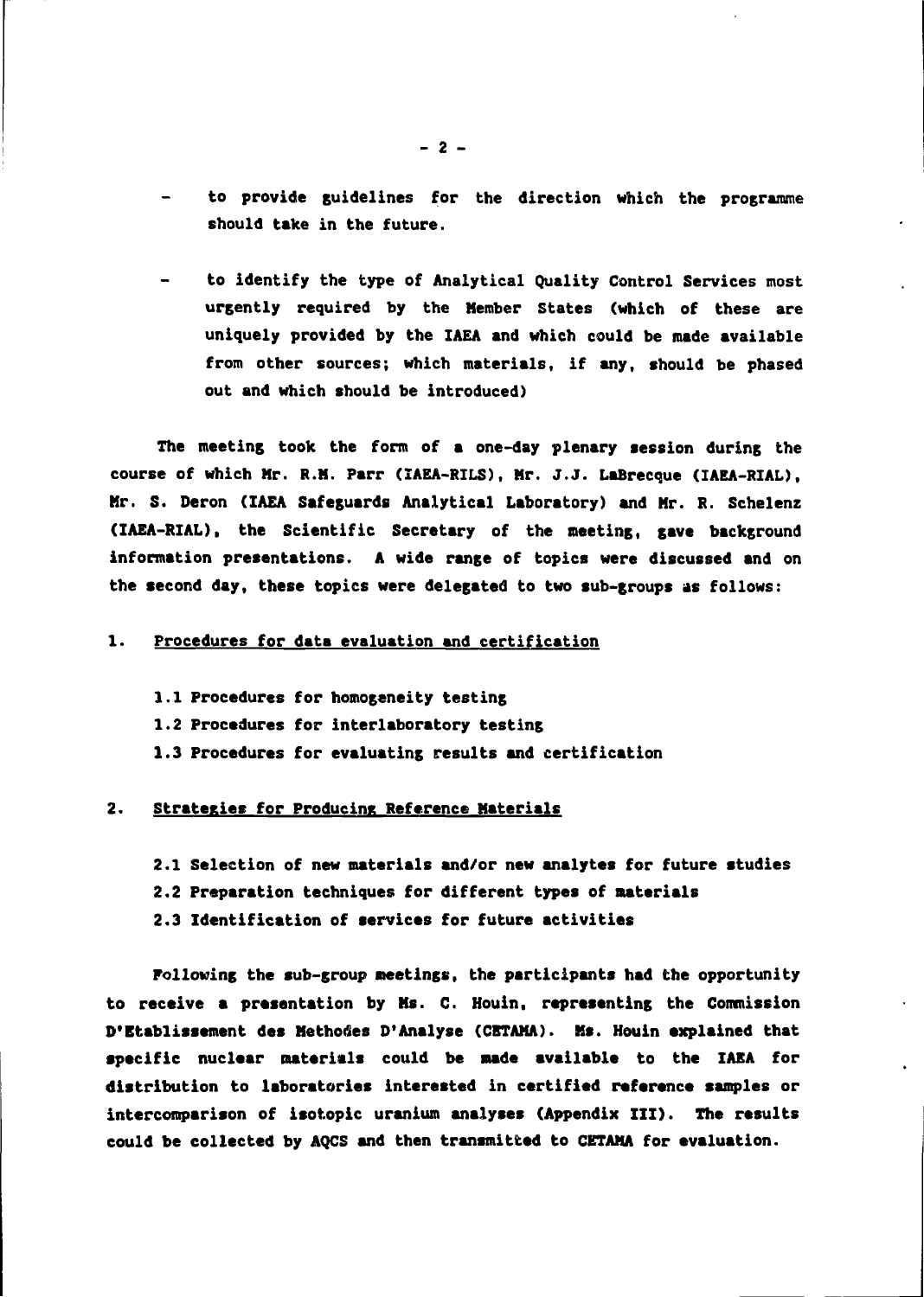- to provide guidelines for the direction which the programme should take in the future.

- to identify the type of Analytical Quality Control Services most urgently required by the Member States (which of these are uniquely provided by the IAEA and which could be made available from other sources; which materials, if any, should be phased out and which should be introduced)

The meeting took the form of a one-day plenary session during the course of which Mr. R.M. Parr (IAEA-RILS), Mr. J.J. LaBrecque (IAEA-RIAL), Mr. S. Deron (IAEA Safeguards Analytical Laboratory) and Mr. R. Schelenz (IAEA-RIAL), the Scientific Secretary of the meeting, gave background information presentations. A wide range of topics were discussed and on the second day, these topics were delegated to two sub-groups as follows:

1. Procedures for data evaluation and certification

   1.1 Procedures for homogeneity testing
   1.2 Procedures for interlaboratory testing
   1.3 Procedures for evaluating results and certification

2. Strategies for Producing Reference Materials

   2.1 Selection of new materials and/or new analytes for future studies
   2.2 Preparation techniques for different types of materials
   2.3 Identification of services for future activities

Following the sub-group meetings, the participants had the opportunity to receive a presentation by Ms. C. Houin, representing the Commission D'Etablissement des Methodes D'Analyse (CETAMA). Ms. Houin explained that specific nuclear materials could be made available to the IAEA for distribution to laboratories interested in certified reference samples or intercomparison of isotopic uranium analyses (Appendix III). The results could be collected by AQCS and then transmitted to CETAMA for evaluation.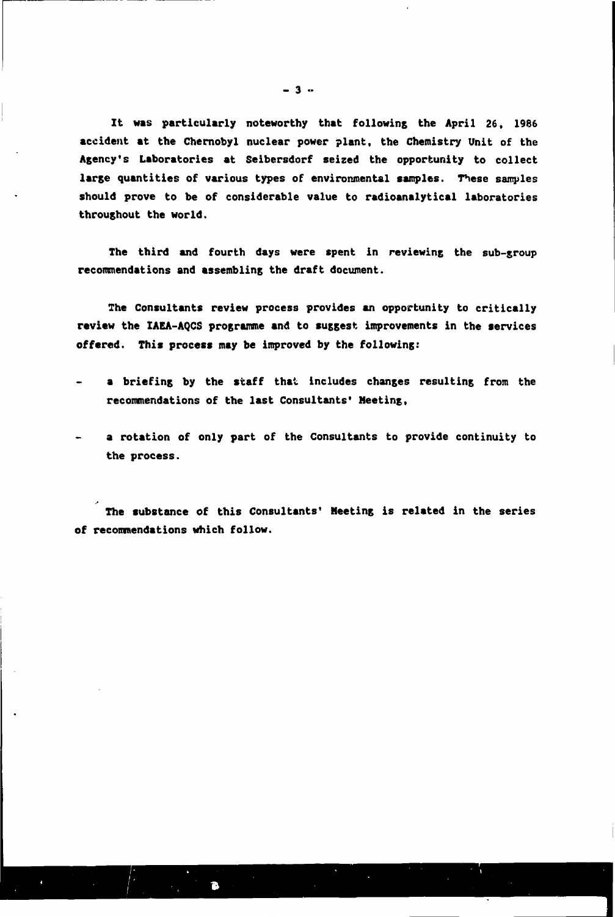It was particularly noteworthy that following the April 26, 1986 accident at the Chernobyl nuclear power plant, the Chemistry Unit of the Agency's Laboratories at Seibersdorf seized the opportunity to collect large quantities of various types of environmental samples. These samples should prove to be of considerable value to radioanalytical laboratories throughout the world.

The third and fourth days were spent in reviewing the sub-group recommendations and assembling the draft document.

The Consultants review process provides an opportunity to critically review the IAEA-AQCS programme and to suggest improvements in the services offered. This process may be improved by the following:

- a briefing by the staff that includes changes resulting from the recommendations of the last Consultants' Meeting,

- a rotation of only part of the Consultants to provide continuity to the process.

The substance of this Consultants' Meeting is related in the series of recommendations which follow.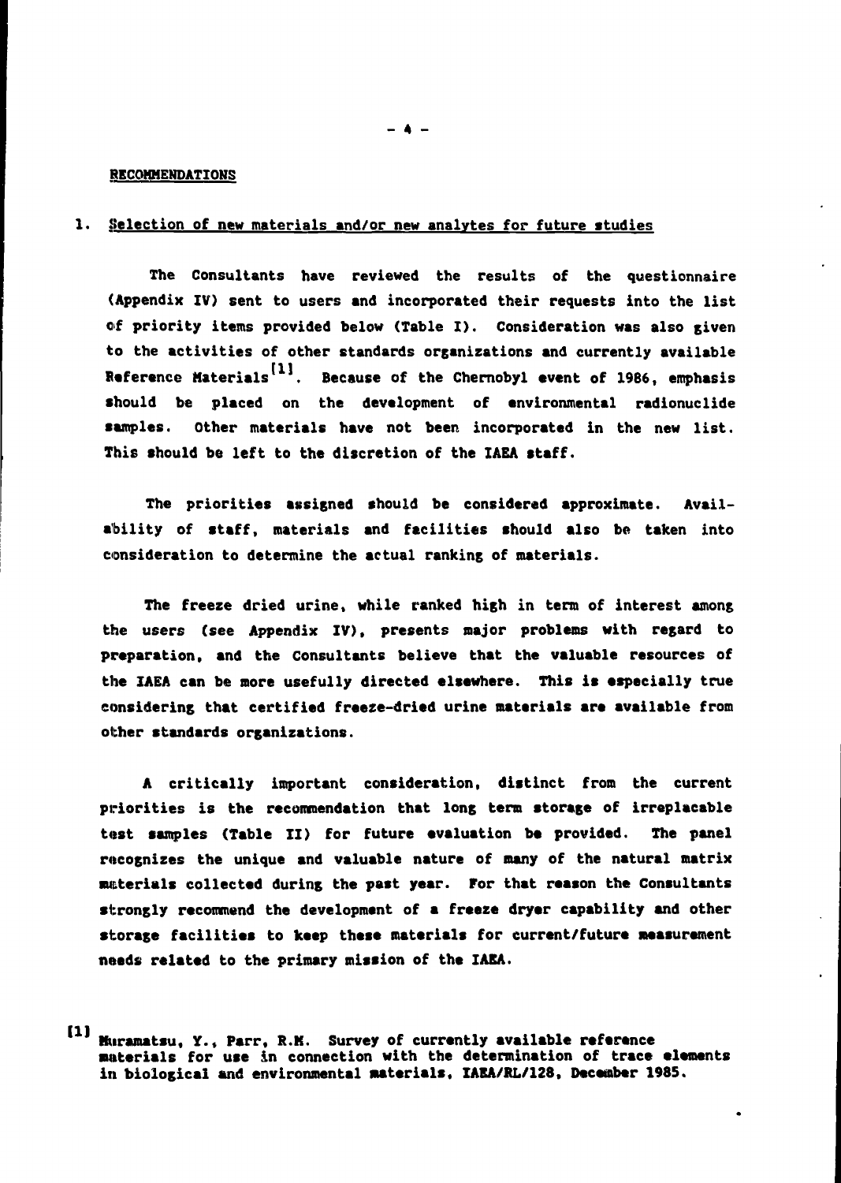## RECOMMENDATIONS

### 1. Selection of new materials and/or new analytes for future studies

The Consultants have reviewed the results of the questionnaire (Appendix IV) sent to users and incorporated their requests into the list of priority items provided below (Table I). Consideration was also given to the activities of other standards organizations and currently available Reference Materials[1]. Because of the Chernobyl event of 1986, emphasis should be placed on the development of environmental radionuclide samples. Other materials have not been incorporated in the new list. This should be left to the discretion of the IAEA staff.

The priorities assigned should be considered approximate. Availability of staff, materials and facilities should also be taken into consideration to determine the actual ranking of materials.

The freeze dried urine, while ranked high in term of interest among the users (see Appendix IV), presents major problems with regard to preparation, and the Consultants believe that the valuable resources of the IAEA can be more usefully directed elsewhere. This is especially true considering that certified freeze-dried urine materials are available from other standards organizations.

A critically important consideration, distinct from the current priorities is the recommendation that long term storage of irreplacable test samples (Table II) for future evaluation be provided. The panel recognizes the unique and valuable nature of many of the natural matrix materials collected during the past year. For that reason the Consultants strongly recommend the development of a freeze dryer capability and other storage facilities to keep these materials for current/future measurement needs related to the primary mission of the IAEA.

[1] Muramatsu, Y., Parr, R.M. Survey of currently available reference materials for use in connection with the determination of trace elements in biological and environmental materials, IAEA/RL/128, December 1985.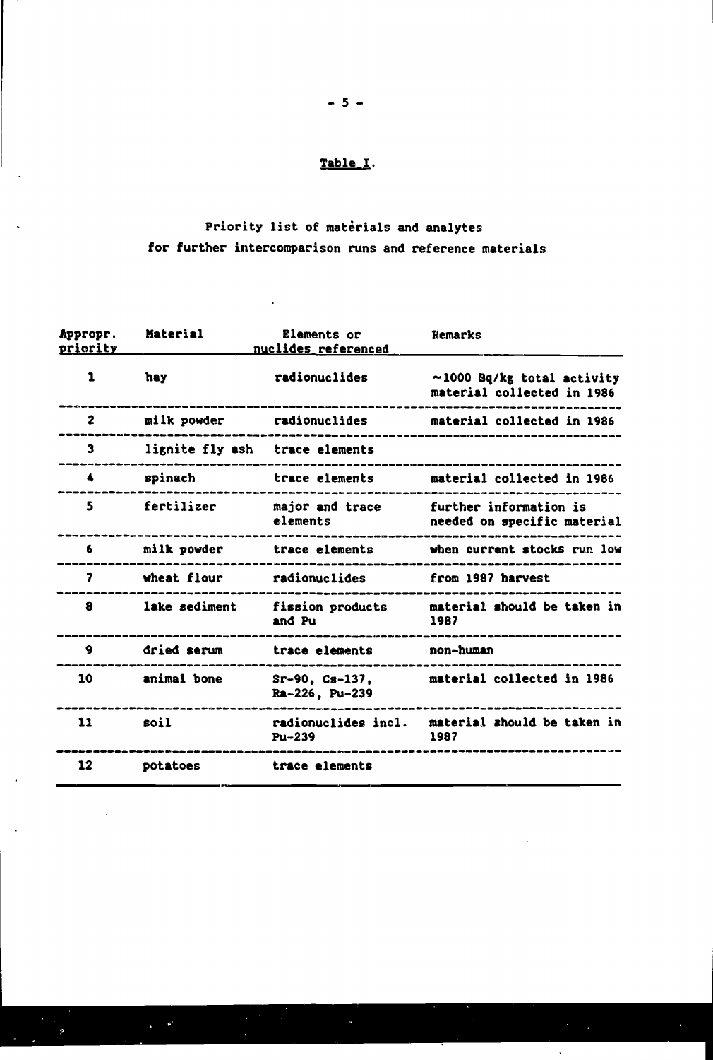## Table I.

Priority list of matérials and analytes
for further intercomparison runs and reference materials

| Appropr. priority | Material | Elements or nuclides referenced | Remarks |
|---|---|---|---|
| 1 | hay | radionuclides | ~1000 Bq/kg total activity material collected in 1986 |
| 2 | milk powder | radionuclides | material collected in 1986 |
| 3 | lignite fly ash | trace elements | |
| 4 | spinach | trace elements | material collected in 1986 |
| 5 | fertilizer | major and trace elements | further information is needed on specific material |
| 6 | milk powder | trace elements | when current stocks run low |
| 7 | wheat flour | radionuclides | from 1987 harvest |
| 8 | lake sediment | fission products and Pu | material should be taken in 1987 |
| 9 | dried serum | trace elements | non-human |
| 10 | animal bone | Sr-90, Cs-137, Ra-226, Pu-239 | material collected in 1986 |
| 11 | soil | radionuclides incl. Pu-239 | material should be taken in 1987 |
| 12 | potatoes | trace elements | |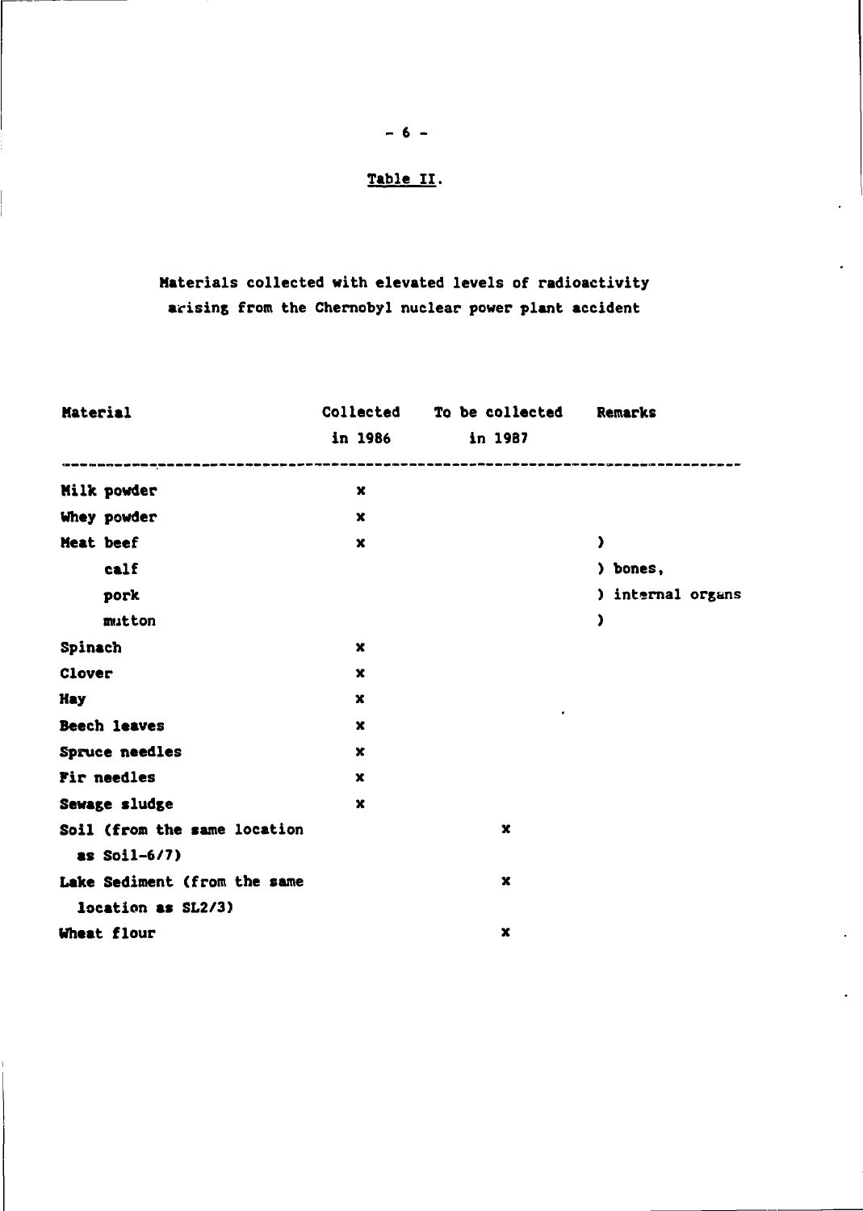## Table II.

Materials collected with elevated levels of radioactivity arising from the Chernobyl nuclear power plant accident

| Material | Collected in 1986 | To be collected in 1987 | Remarks |
|---|---|---|---|
| Milk powder | x | | |
| Whey powder | x | | |
| Meat beef | x | | ) |
| calf | | | ) bones, |
| pork | | | ) internal organs |
| mutton | | | ) |
| Spinach | x | | |
| Clover | x | | |
| Hay | x | | |
| Beech leaves | x | | |
| Spruce needles | x | | |
| Fir needles | x | | |
| Sewage sludge | x | | |
| Soil (from the same location as Soil-6/7) | | x | |
| Lake Sediment (from the same location as SL2/3) | | x | |
| Wheat flour | | x | |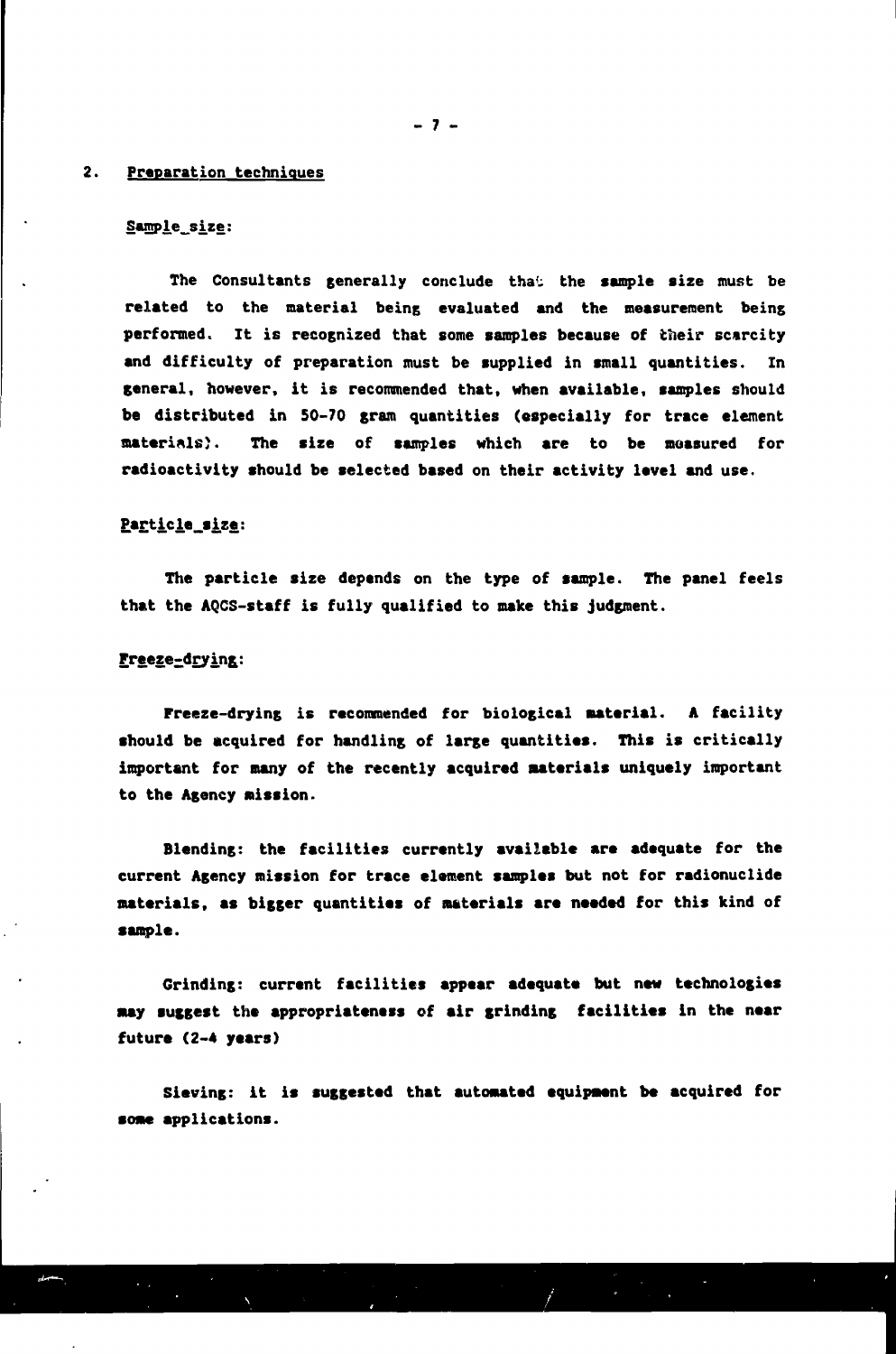## 2. Preparation techniques

Sample size:

The Consultants generally conclude that the sample size must be related to the material being evaluated and the measurement being performed. It is recognized that some samples because of their scarcity and difficulty of preparation must be supplied in small quantities. In general, however, it is recommended that, when available, samples should be distributed in 50-70 gram quantities (especially for trace element materials). The size of samples which are to be measured for radioactivity should be selected based on their activity level and use.

Particle size:

The particle size depends on the type of sample. The panel feels that the AQCS-staff is fully qualified to make this judgment.

Freeze-drying:

Freeze-drying is recommended for biological material. A facility should be acquired for handling of large quantities. This is critically important for many of the recently acquired materials uniquely important to the Agency mission.

Blending: the facilities currently available are adequate for the current Agency mission for trace element samples but not for radionuclide materials, as bigger quantities of materials are needed for this kind of sample.

Grinding: current facilities appear adequate but new technologies may suggest the appropriateness of air grinding facilities in the near future (2-4 years)

Sieving: it is suggested that automated equipment be acquired for some applications.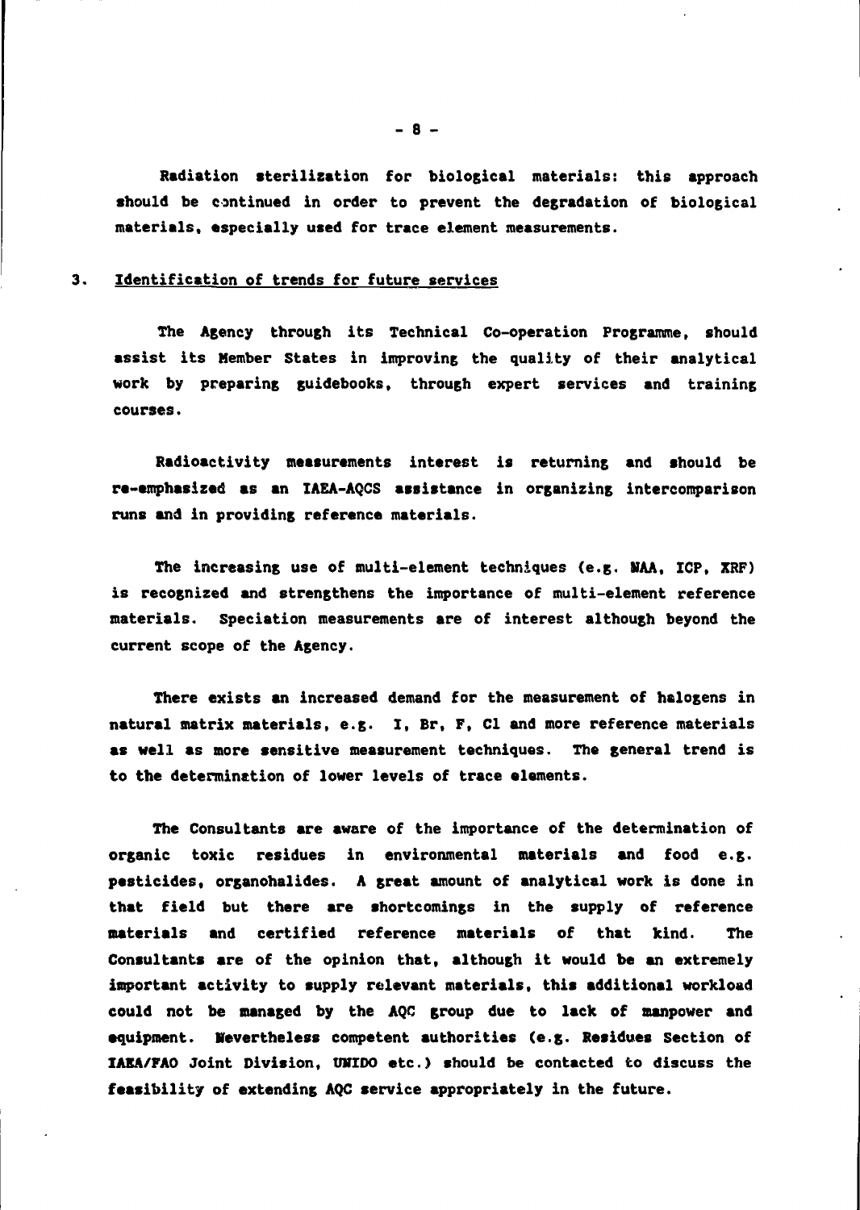Radiation sterilization for biological materials: this approach should be continued in order to prevent the degradation of biological materials, especially used for trace element measurements.

## 3. Identification of trends for future services

The Agency through its Technical Co-operation Programme, should assist its Member States in improving the quality of their analytical work by preparing guidebooks, through expert services and training courses.

Radioactivity measurements interest is returning and should be re-emphasized as an IAEA-AQCS assistance in organizing intercomparison runs and in providing reference materials.

The increasing use of multi-element techniques (e.g. NAA, ICP, XRF) is recognized and strengthens the importance of multi-element reference materials. Speciation measurements are of interest although beyond the current scope of the Agency.

There exists an increased demand for the measurement of halogens in natural matrix materials, e.g. I, Br, F, Cl and more reference materials as well as more sensitive measurement techniques. The general trend is to the determination of lower levels of trace elements.

The Consultants are aware of the importance of the determination of organic toxic residues in environmental materials and food e.g. pesticides, organohalides. A great amount of analytical work is done in that field but there are shortcomings in the supply of reference materials and certified reference materials of that kind. The Consultants are of the opinion that, although it would be an extremely important activity to supply relevant materials, this additional workload could not be managed by the AQC group due to lack of manpower and equipment. Nevertheless competent authorities (e.g. Residues Section of IAEA/FAO Joint Division, UNIDO etc.) should be contacted to discuss the feasibility of extending AQC service appropriately in the future.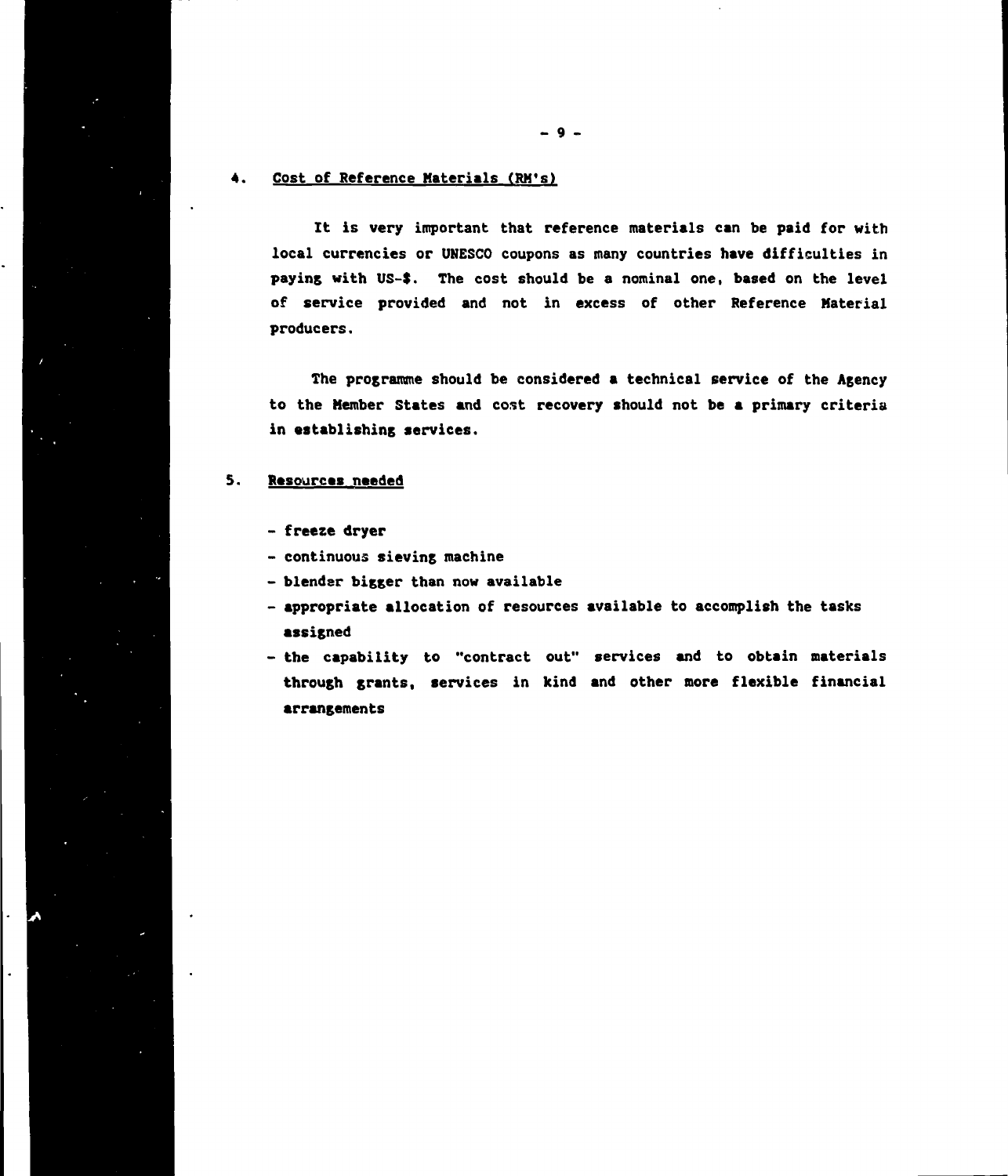## 4. Cost of Reference Materials (RM's)

It is very important that reference materials can be paid for with local currencies or UNESCO coupons as many countries have difficulties in paying with US-$. The cost should be a nominal one, based on the level of service provided and not in excess of other Reference Material producers.

The programme should be considered a technical service of the Agency to the Member States and cost recovery should not be a primary criteria in establishing services.

## 5. Resources needed

- freeze dryer
- continuous sieving machine
- blender bigger than now available
- appropriate allocation of resources available to accomplish the tasks assigned
- the capability to "contract out" services and to obtain materials through grants, services in kind and other more flexible financial arrangements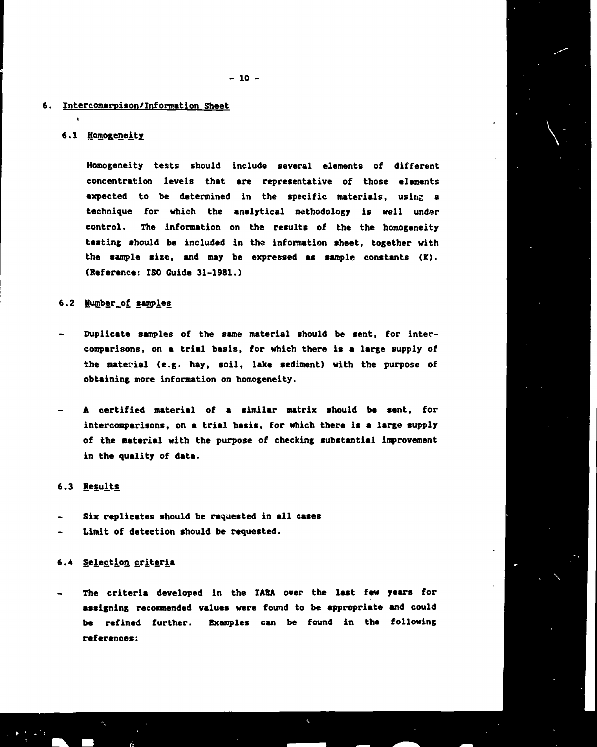## 6. Intercomarpison/Information Sheet

### 6.1 Homogeneity

Homogeneity tests should include several elements of different concentration levels that are representative of those elements expected to be determined in the specific materials, using a technique for which the analytical methodology is well under control. The information on the results of the the homogeneity testing should be included in the information sheet, together with the sample size, and may be expressed as sample constants (K). (Reference: ISO Guide 31-1981.)

### 6.2 Number of samples

- Duplicate samples of the same material should be sent, for intercomparisons, on a trial basis, for which there is a large supply of the material (e.g. hay, soil, lake sediment) with the purpose of obtaining more information on homogeneity.

- A certified material of a similar matrix should be sent, for intercomparisons, on a trial basis, for which there is a large supply of the material with the purpose of checking substantial improvement in the quality of data.

### 6.3 Results

- Six replicates should be requested in all cases
- Limit of detection should be requested.

### 6.4 Selection criteria

- The criteria developed in the IAEA over the last few years for assigning recommended values were found to be appropriate and could be refined further. Examples can be found in the following references: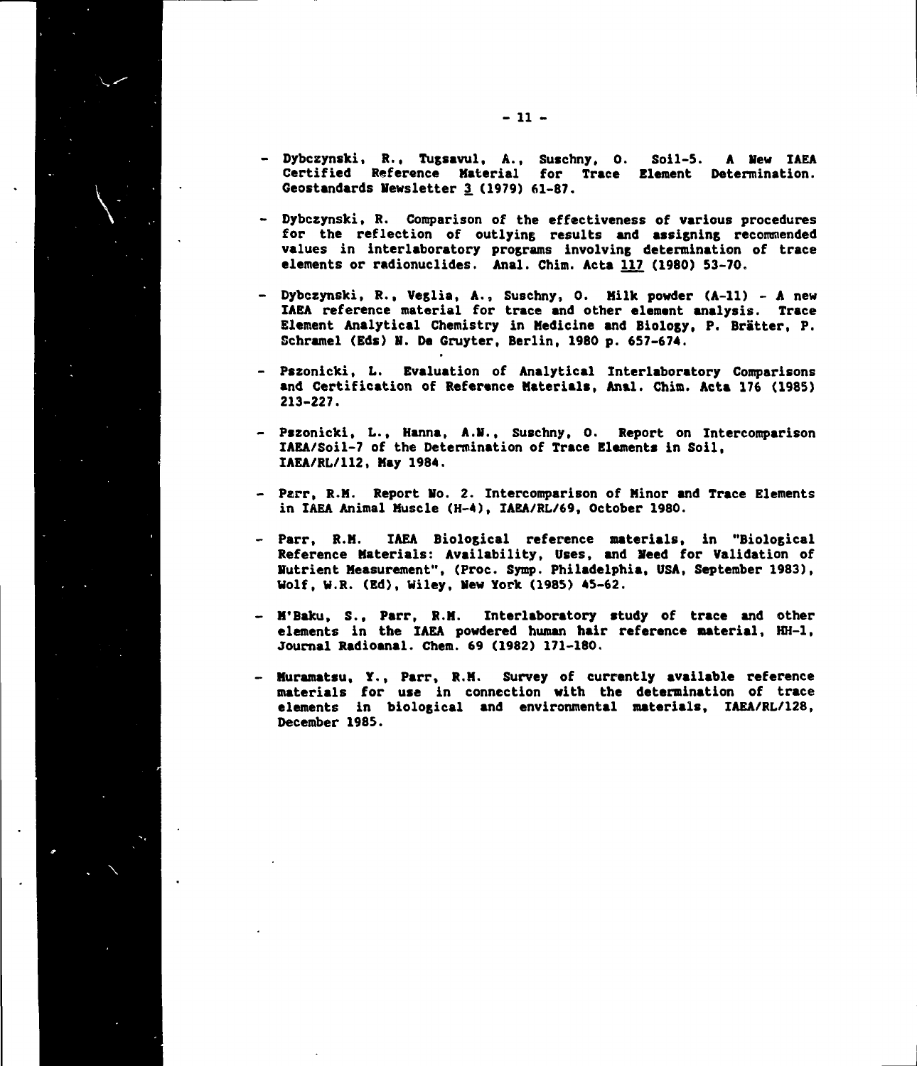- Dybczynski, R., Tugsavul, A., Suschny, O. Soil-5. A New IAEA Certified Reference Material for Trace Element Determination. Geostandards Newsletter 3 (1979) 61-87.

- Dybczynski, R. Comparison of the effectiveness of various procedures for the reflection of outlying results and assigning recommended values in interlaboratory programs involving determination of trace elements or radionuclides. Anal. Chim. Acta 117 (1980) 53-70.

- Dybczynski, R., Veglia, A., Suschny, O. Milk powder (A-11) - A new IAEA reference material for trace and other element analysis. Trace Element Analytical Chemistry in Medicine and Biology, P. Brätter, P. Schramel (Eds) W. De Gruyter, Berlin, 1980 p. 657-674.

- Pszonicki, L. Evaluation of Analytical Interlaboratory Comparisons and Certification of Reference Materials, Anal. Chim. Acta 176 (1985) 213-227.

- Pszonicki, L., Hanna, A.W., Suschny, O. Report on Intercomparison IAEA/Soil-7 of the Determination of Trace Elements in Soil, IAEA/RL/112, May 1984.

- Parr, R.M. Report No. 2. Intercomparison of Minor and Trace Elements in IAEA Animal Muscle (H-4), IAEA/RL/69, October 1980.

- Parr, R.M. IAEA Biological reference materials, in "Biological Reference Materials: Availability, Uses, and Need for Validation of Nutrient Measurement", (Proc. Symp. Philadelphia, USA, September 1983), Wolf, W.R. (Ed), Wiley, New York (1985) 45-62.

- M'Baku, S., Parr, R.M. Interlaboratory study of trace and other elements in the IAEA powdered human hair reference material, HH-1, Journal Radioanal. Chem. 69 (1982) 171-180.

- Muramatsu, Y., Parr, R.M. Survey of currently available reference materials for use in connection with the determination of trace elements in biological and environmental materials, IAEA/RL/128, December 1985.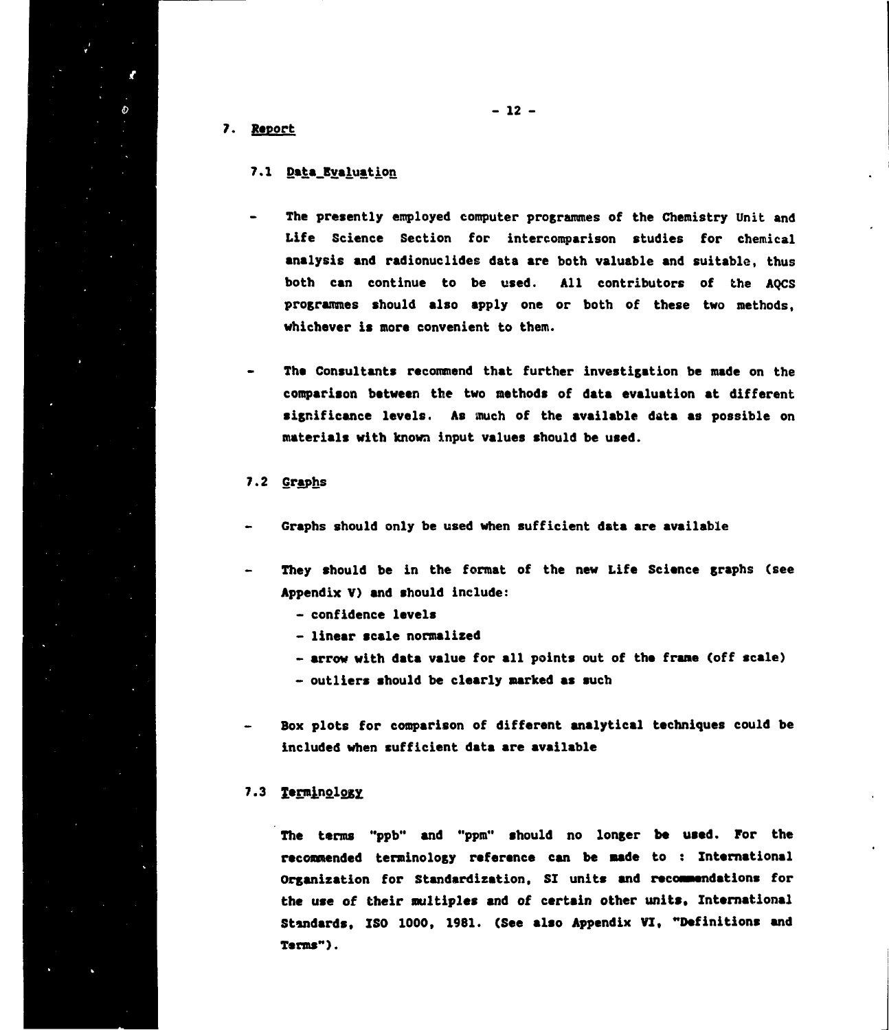## 7. Report

### 7.1 Data Evaluation

- The presently employed computer programmes of the Chemistry Unit and Life Science Section for intercomparison studies for chemical analysis and radionuclides data are both valuable and suitable, thus both can continue to be used. All contributors of the AQCS programmes should also apply one or both of these two methods, whichever is more convenient to them.

- The Consultants recommend that further investigation be made on the comparison between the two methods of data evaluation at different significance levels. As much of the available data as possible on materials with known input values should be used.

### 7.2 Graphs

- Graphs should only be used when sufficient data are available

- They should be in the format of the new Life Science graphs (see Appendix V) and should include:
  - confidence levels
  - linear scale normalized
  - arrow with data value for all points out of the frame (off scale)
  - outliers should be clearly marked as such

- Box plots for comparison of different analytical techniques could be included when sufficient data are available

### 7.3 Terminology

The terms "ppb" and "ppm" should no longer be used. For the recommended terminology reference can be made to : International Organization for Standardization, SI units and recommendations for the use of their multiples and of certain other units, International Standards, ISO 1000, 1981. (See also Appendix VI, "Definitions and Terms").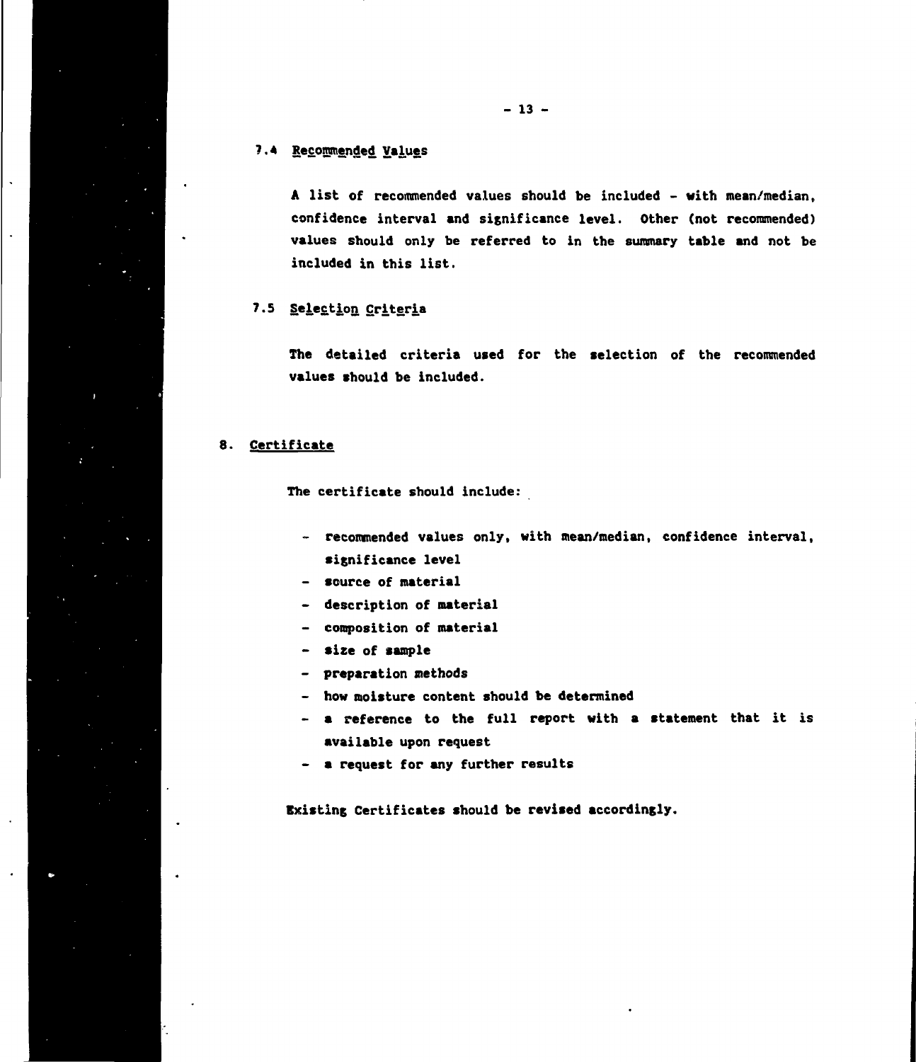### 7.4 Recommended Values

A list of recommended values should be included - with mean/median, confidence interval and significance level. Other (not recommended) values should only be referred to in the summary table and not be included in this list.

### 7.5 Selection Criteria

The detailed criteria used for the selection of the recommended values should be included.

## 8. Certificate

The certificate should include:

- recommended values only, with mean/median, confidence interval, significance level
- source of material
- description of material
- composition of material
- size of sample
- preparation methods
- how moisture content should be determined
- a reference to the full report with a statement that it is available upon request
- a request for any further results

Existing Certificates should be revised accordingly.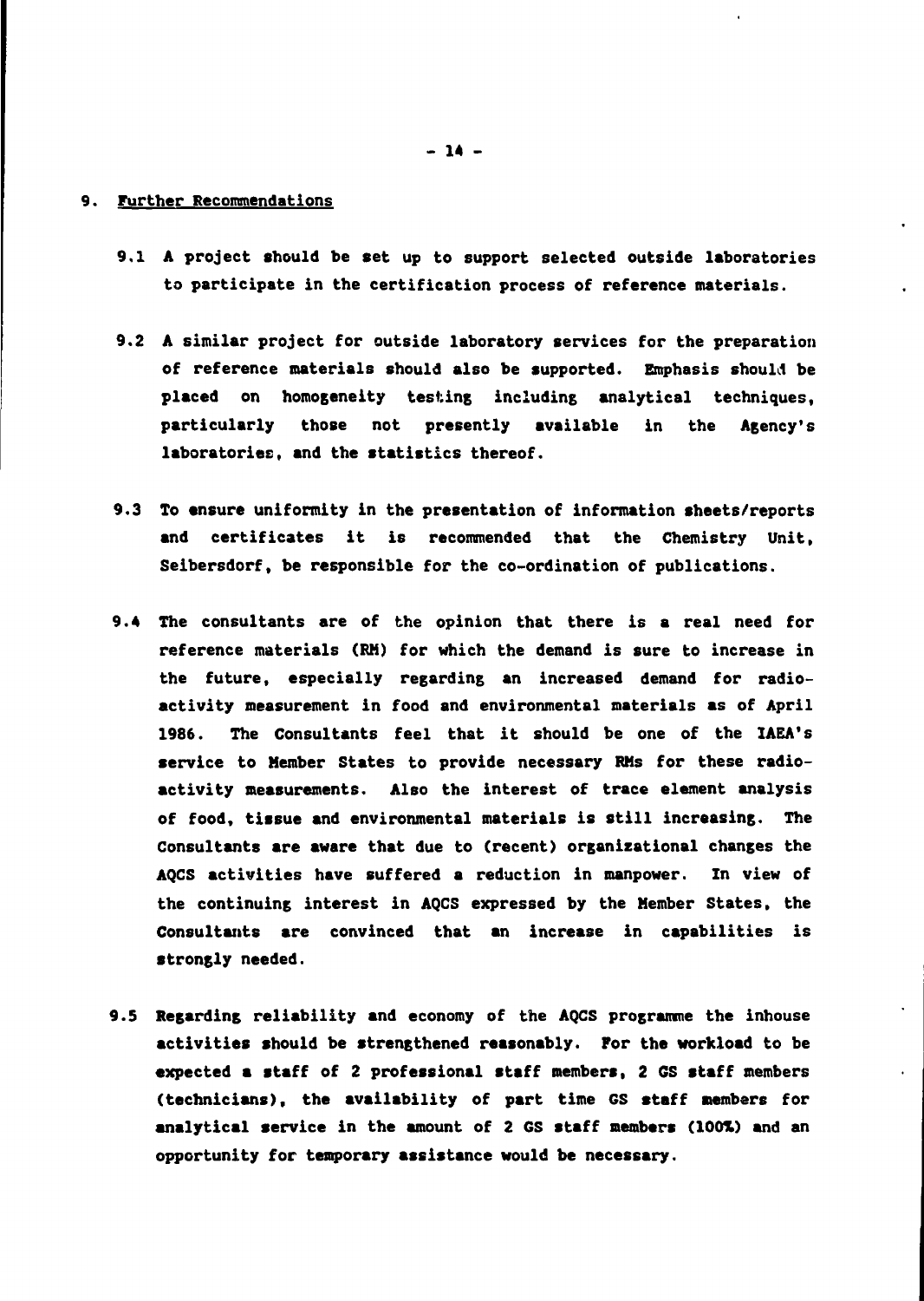## 9. Further Recommendations

9.1 A project should be set up to support selected outside laboratories to participate in the certification process of reference materials.

9.2 A similar project for outside laboratory services for the preparation of reference materials should also be supported. Emphasis should be placed on homogeneity testing including analytical techniques, particularly those not presently available in the Agency's laboratories, and the statistics thereof.

9.3 To ensure uniformity in the presentation of information sheets/reports and certificates it is recommended that the Chemistry Unit, Seibersdorf, be responsible for the co-ordination of publications.

9.4 The consultants are of the opinion that there is a real need for reference materials (RM) for which the demand is sure to increase in the future, especially regarding an increased demand for radio-activity measurement in food and environmental materials as of April 1986. The Consultants feel that it should be one of the IAEA's service to Member States to provide necessary RMs for these radio-activity measurements. Also the interest of trace element analysis of food, tissue and environmental materials is still increasing. The Consultants are aware that due to (recent) organizational changes the AQCS activities have suffered a reduction in manpower. In view of the continuing interest in AQCS expressed by the Member States, the Consultants are convinced that an increase in capabilities is strongly needed.

9.5 Regarding reliability and economy of the AQCS programme the inhouse activities should be strengthened reasonably. For the workload to be expected a staff of 2 professional staff members, 2 GS staff members (technicians), the availability of part time GS staff members for analytical service in the amount of 2 GS staff members (100%) and an opportunity for temporary assistance would be necessary.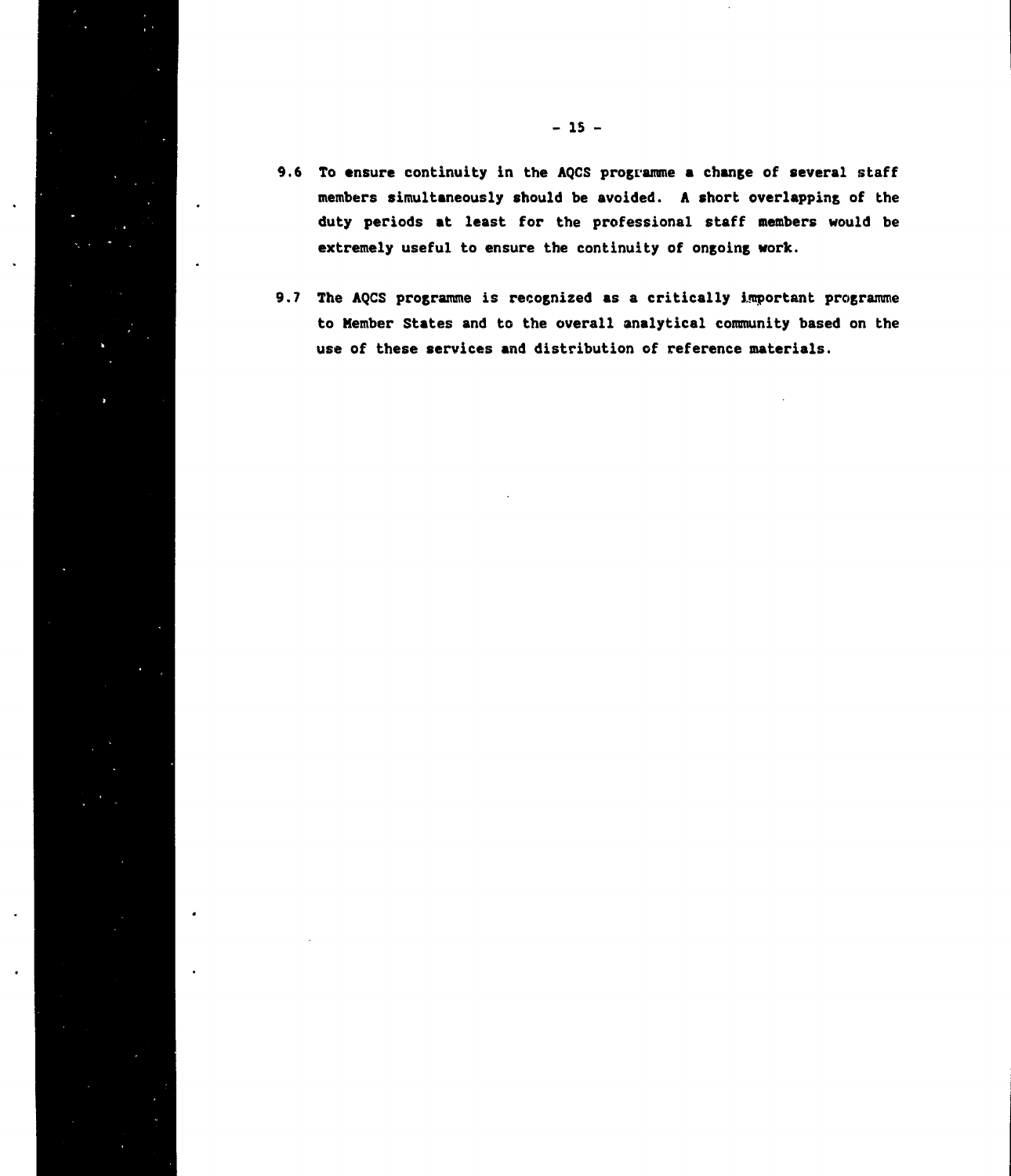9.6 To ensure continuity in the AQCS programme a change of several staff members simultaneously should be avoided. A short overlapping of the duty periods at least for the professional staff members would be extremely useful to ensure the continuity of ongoing work.

9.7 The AQCS programme is recognized as a critically important programme to Member States and to the overall analytical community based on the use of these services and distribution of reference materials.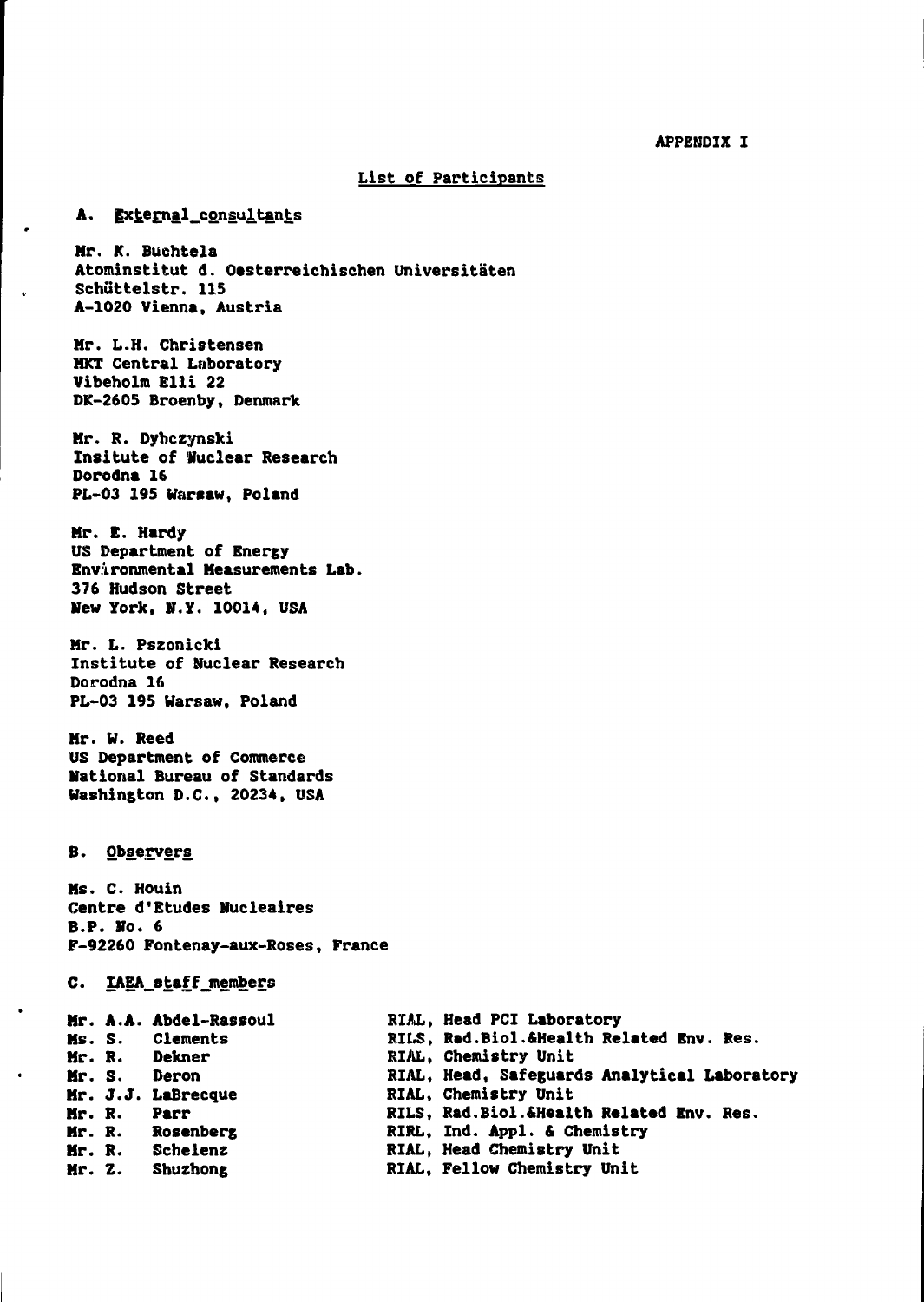APPENDIX I

## List of Participants

### A. External consultants

Mr. K. Buchtela
Atominstitut d. Oesterreichischen Universitäten
Schüttelstr. 115
A-1020 Vienna, Austria

Mr. L.H. Christensen
MKT Central Laboratory
Vibeholm Elli 22
DK-2605 Broenby, Denmark

Mr. R. Dybczynski
Insitute of Nuclear Research
Dorodna 16
PL-03 195 Warsaw, Poland

Mr. E. Hardy
US Department of Energy
Environmental Measurements Lab.
376 Hudson Street
New York, N.Y. 10014, USA

Mr. L. Pszonicki
Institute of Nuclear Research
Dorodna 16
PL-03 195 Warsaw, Poland

Mr. W. Reed
US Department of Commerce
National Bureau of Standards
Washington D.C., 20234, USA

### B. Observers

Ms. C. Houin
Centre d'Etudes Nucleaires
B.P. No. 6
F-92260 Fontenay-aux-Roses, France

### C. IAEA staff members

| | |
|---|---|
| Mr. A.A. Abdel-Rassoul | RIAL, Head PCI Laboratory |
| Ms. S. Clements | RILS, Rad.Biol.&Health Related Env. Res. |
| Mr. R. Dekner | RIAL, Chemistry Unit |
| Mr. S. Deron | RIAL, Head, Safeguards Analytical Laboratory |
| Mr. J.J. LaBrecque | RIAL, Chemistry Unit |
| Mr. R. Parr | RILS, Rad.Biol.&Health Related Env. Res. |
| Mr. R. Rosenberg | RIRL, Ind. Appl. & Chemistry |
| Mr. R. Schelenz | RIAL, Head Chemistry Unit |
| Mr. Z. Shuzhong | RIAL, Fellow Chemistry Unit |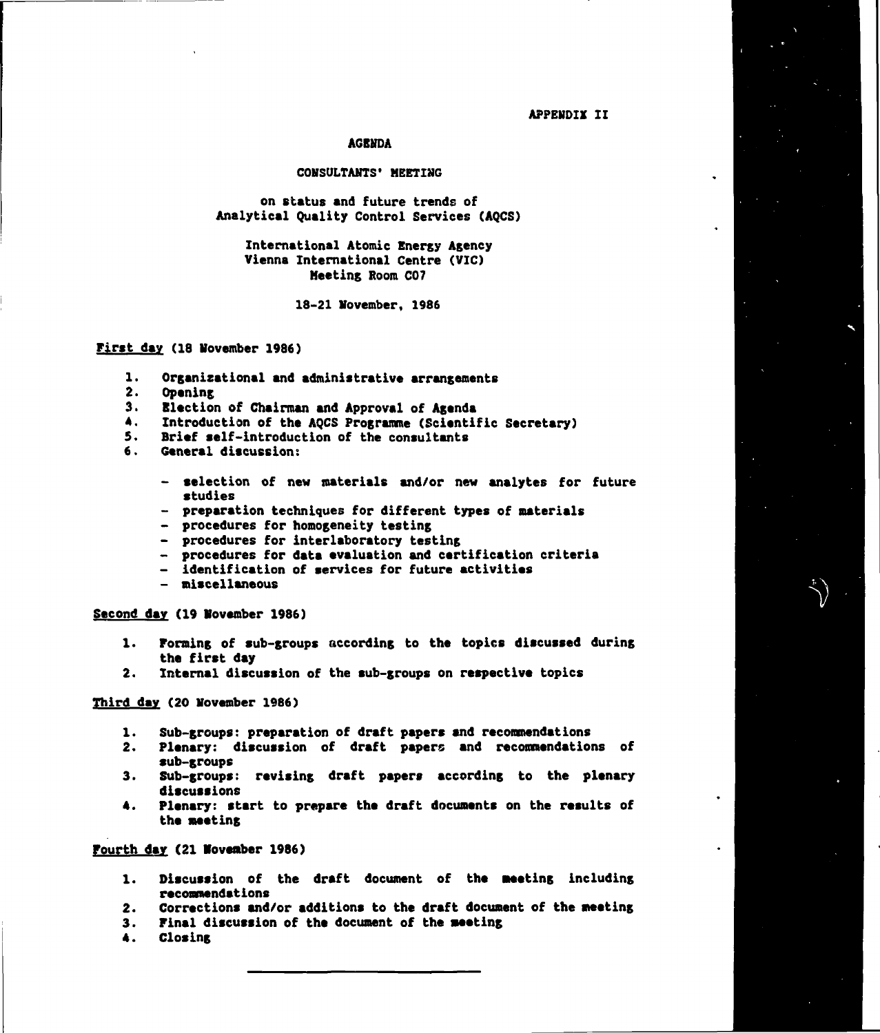APPENDIX II

# AGENDA

## CONSULTANTS' MEETING

on status and future trends of
Analytical Quality Control Services (AQCS)

International Atomic Energy Agency
Vienna International Centre (VIC)
Meeting Room C07

18-21 November, 1986

__First day__ (18 November 1986)

1. Organizational and administrative arrangements
2. Opening
3. Election of Chairman and Approval of Agenda
4. Introduction of the AQCS Programme (Scientific Secretary)
5. Brief self-introduction of the consultants
6. General discussion:

   - selection of new materials and/or new analytes for future studies
   - preparation techniques for different types of materials
   - procedures for homogeneity testing
   - procedures for interlaboratory testing
   - procedures for data evaluation and certification criteria
   - identification of services for future activities
   - miscellaneous

__Second day__ (19 November 1986)

1. Forming of sub-groups according to the topics discussed during the first day
2. Internal discussion of the sub-groups on respective topics

__Third day__ (20 November 1986)

1. Sub-groups: preparation of draft papers and recommendations
2. Plenary: discussion of draft papers and recommendations of sub-groups
3. Sub-groups: revising draft papers according to the plenary discussions
4. Plenary: start to prepare the draft documents on the results of the meeting

__Fourth day__ (21 November 1986)

1. Discussion of the draft document of the meeting including recommendations
2. Corrections and/or additions to the draft document of the meeting
3. Final discussion of the document of the meeting
4. Closing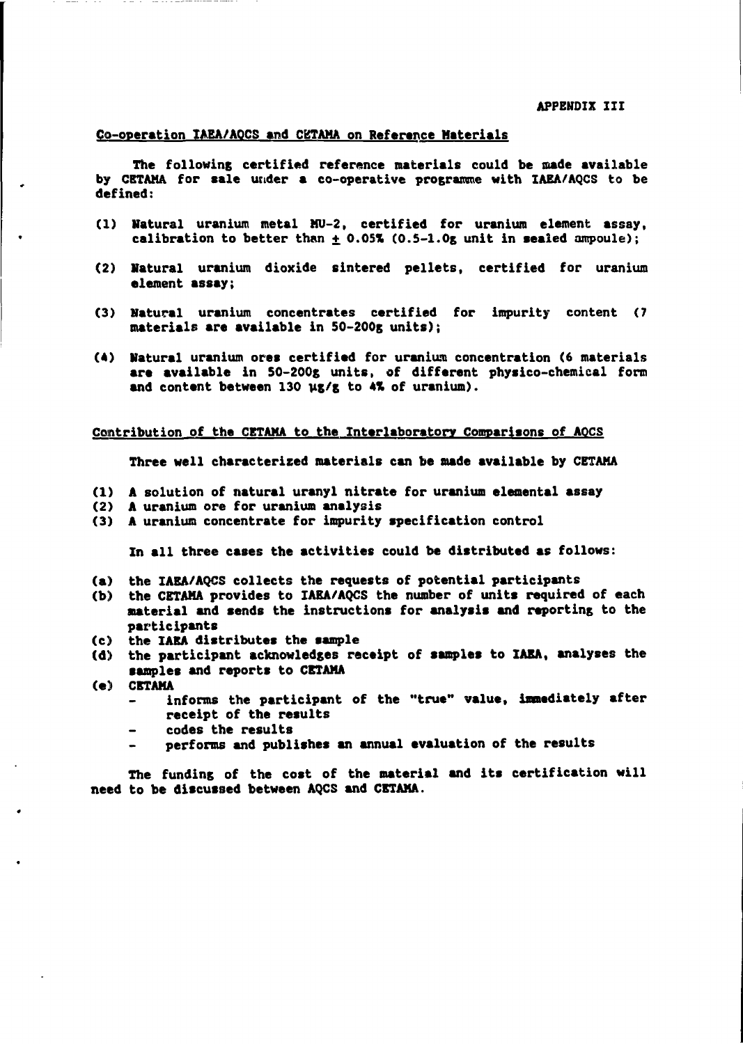APPENDIX III

Co-operation IAEA/AQCS and CETAMA on Reference Materials

The following certified reference materials could be made available by CETAMA for sale under a co-operative programme with IAEA/AQCS to be defined:

(1) Natural uranium metal MU-2, certified for uranium element assay, calibration to better than ± 0.05% (0.5-1.0g unit in sealed ampoule);

(2) Natural uranium dioxide sintered pellets, certified for uranium element assay;

(3) Natural uranium concentrates certified for impurity content (7 materials are available in 50-200g units);

(4) Natural uranium ores certified for uranium concentration (6 materials are available in 50-200g units, of different physico-chemical form and content between 130 µg/g to 4% of uranium).

Contribution of the CETAMA to the Interlaboratory Comparisons of AQCS

Three well characterized materials can be made available by CETAMA

(1) A solution of natural uranyl nitrate for uranium elemental assay
(2) A uranium ore for uranium analysis
(3) A uranium concentrate for impurity specification control

In all three cases the activities could be distributed as follows:

(a) the IAEA/AQCS collects the requests of potential participants
(b) the CETAMA provides to IAEA/AQCS the number of units required of each material and sends the instructions for analysis and reporting to the participants
(c) the IAEA distributes the sample
(d) the participant acknowledges receipt of samples to IAEA, analyses the samples and reports to CETAMA
(e) CETAMA
   - informs the participant of the "true" value, immediately after receipt of the results
   - codes the results
   - performs and publishes an annual evaluation of the results

The funding of the cost of the material and its certification will need to be discussed between AQCS and CETAMA.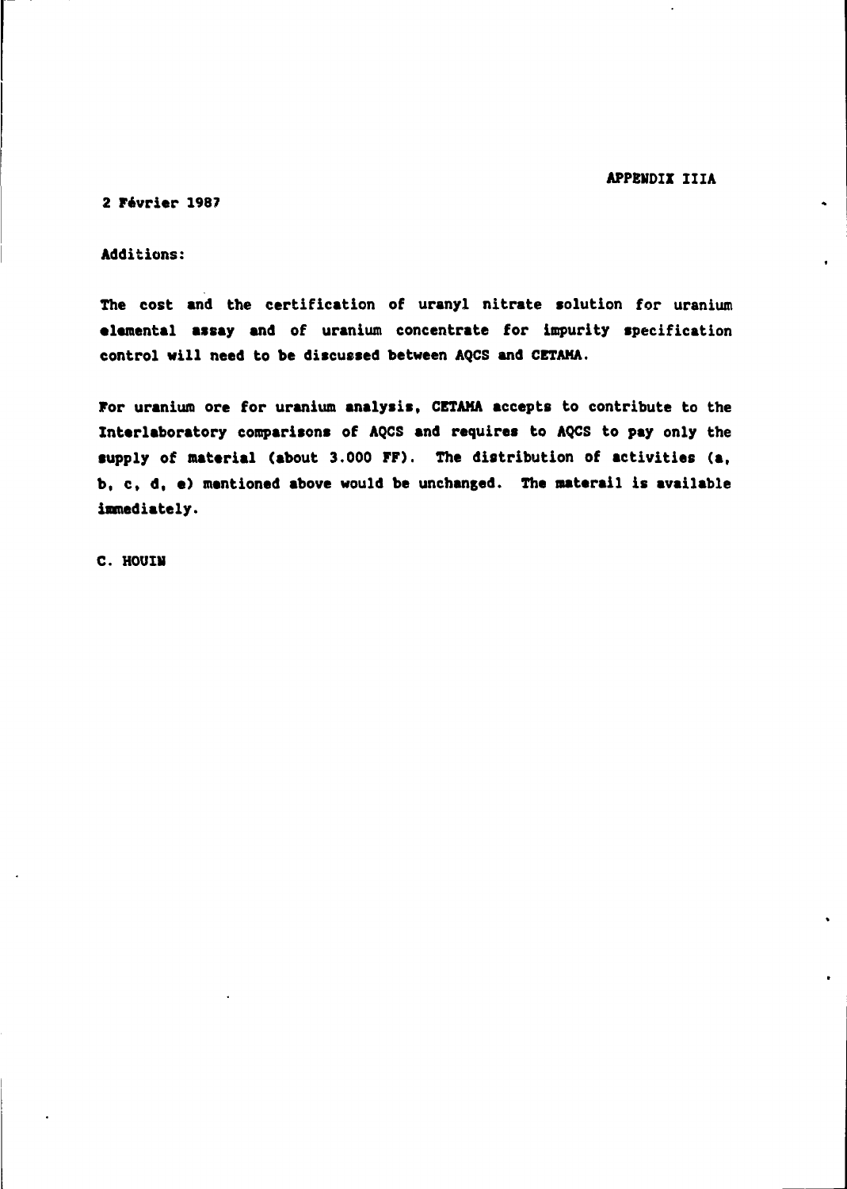APPENDIX IIIA

2 Février 1987

Additions:

The cost and the certification of uranyl nitrate solution for uranium elemental assay and of uranium concentrate for impurity specification control will need to be discussed between AQCS and CETAMA.

For uranium ore for uranium analysis, CETAMA accepts to contribute to the Interlaboratory comparisons of AQCS and requires to AQCS to pay only the supply of material (about 3.000 FF). The distribution of activities (a, b, c, d, e) mentioned above would be unchanged. The materail is available immediately.

C. HOUIN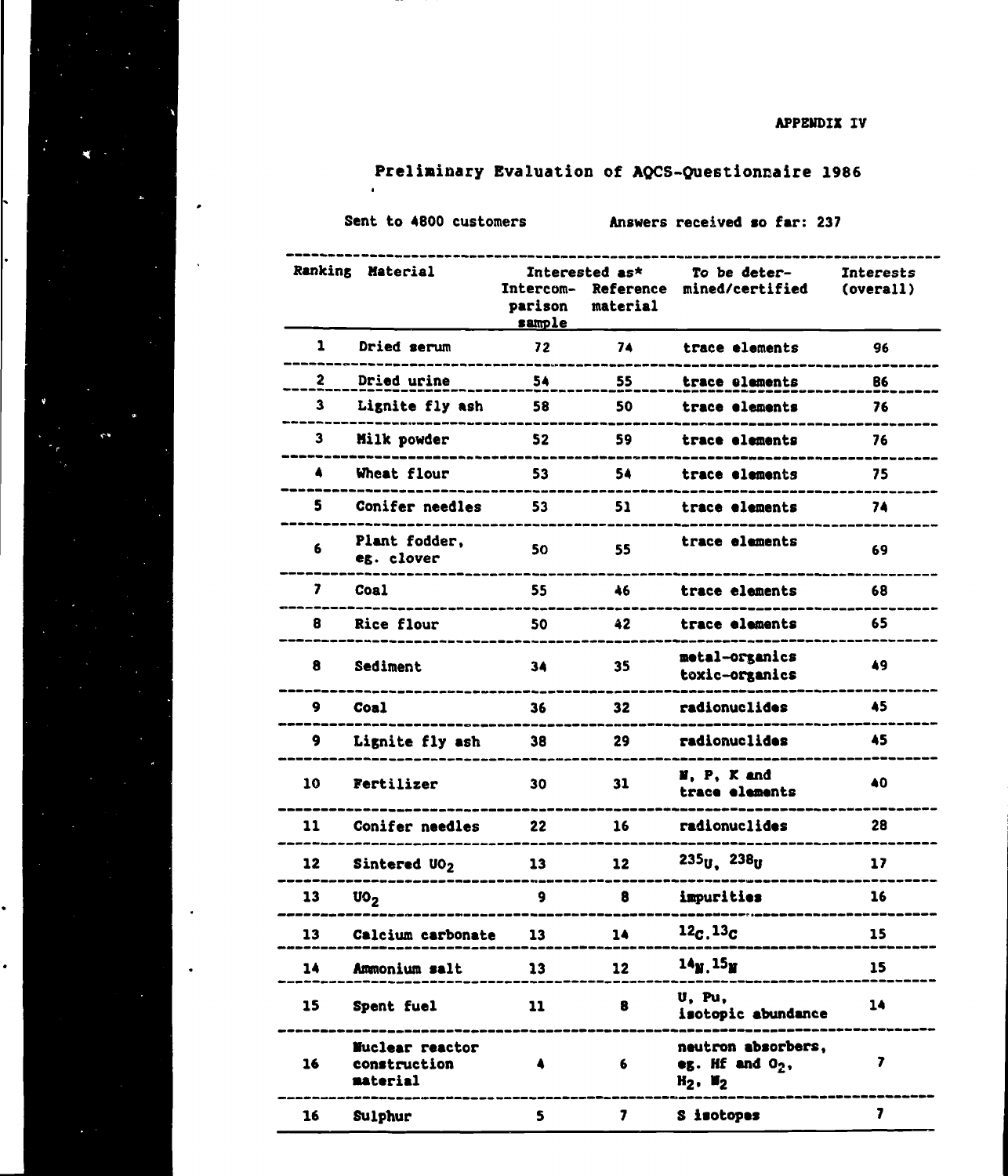APPENDIX IV

# Preliminary Evaluation of AQCS-Questionnaire 1986

Sent to 4800 customers Answers received so far: 237

| Ranking | Material | Interested as* Intercomparison sample | Reference material | To be determined/certified | Interests (overall) |
|---|---|---|---|---|---|
| 1 | Dried serum | 72 | 74 | trace elements | 96 |
| 2 | Dried urine | 54 | 55 | trace elements | 86 |
| 3 | Lignite fly ash | 58 | 50 | trace elements | 76 |
| 3 | Milk powder | 52 | 59 | trace elements | 76 |
| 4 | Wheat flour | 53 | 54 | trace elements | 75 |
| 5 | Conifer needles | 53 | 51 | trace elements | 74 |
| 6 | Plant fodder, eg. clover | 50 | 55 | trace elements | 69 |
| 7 | Coal | 55 | 46 | trace elements | 68 |
| 8 | Rice flour | 50 | 42 | trace elements | 65 |
| 8 | Sediment | 34 | 35 | metal-organics toxic-organics | 49 |
| 9 | Coal | 36 | 32 | radionuclides | 45 |
| 9 | Lignite fly ash | 38 | 29 | radionuclides | 45 |
| 10 | Fertilizer | 30 | 31 | N, P, K and trace elements | 40 |
| 11 | Conifer needles | 22 | 16 | radionuclides | 28 |
| 12 | Sintered $UO_2$ | 13 | 12 | $^{235}U$, $^{238}U$ | 17 |
| 13 | $UO_2$ | 9 | 8 | impurities | 16 |
| 13 | Calcium carbonate | 13 | 14 | $^{12}C$, $^{13}C$ | 15 |
| 14 | Ammonium salt | 13 | 12 | $^{14}N$, $^{15}N$ | 15 |
| 15 | Spent fuel | 11 | 8 | U, Pu, isotopic abundance | 14 |
| 16 | Nuclear reactor construction material | 4 | 6 | neutron absorbers, eg. Hf and $O_2$, $H_2$, $N_2$ | 7 |
| 16 | Sulphur | 5 | 7 | S isotopes | 7 |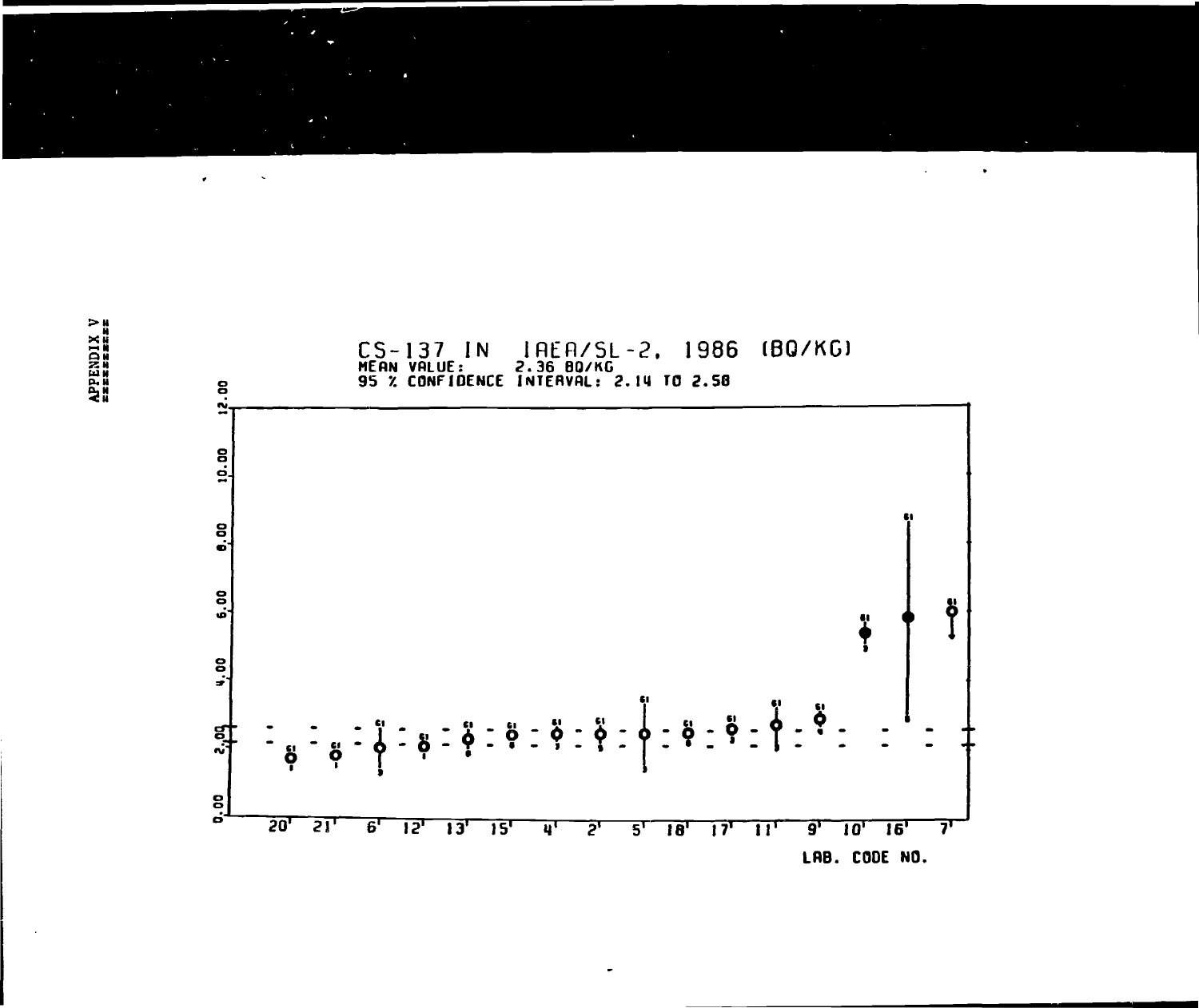APPENDIX V

CS-137 IN IAEA/SL-2, 1986 (BQ/KG)
MEAN VALUE: 2.36 BQ/KG
95 % CONFIDENCE INTERVAL: 2.14 TO 2.58

0.00
2.00
4.00
6.00
8.00
10.00
12.00

20 21 6 12 13 15 4 2 5 18 17 11 9 10 16 7

LAB. CODE NO.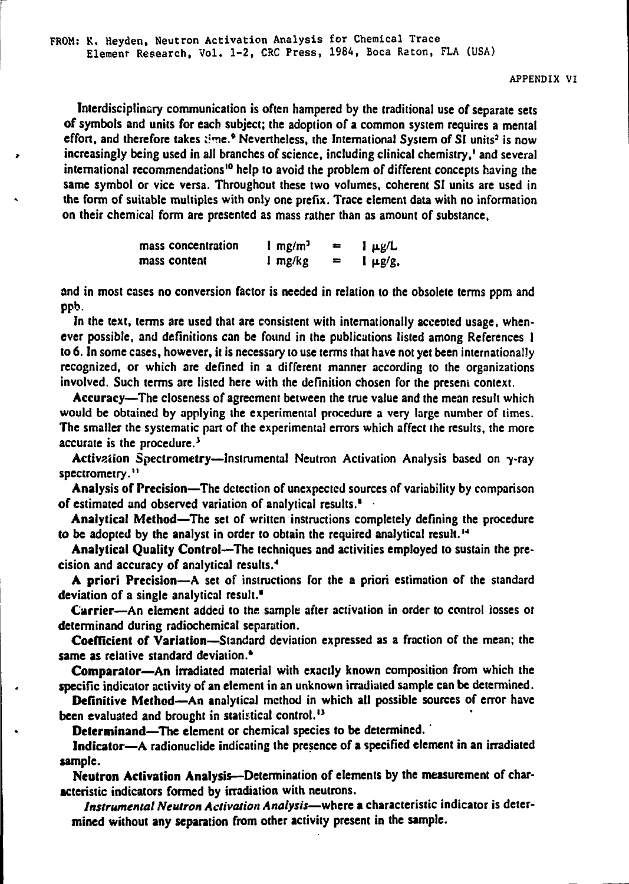FROM: K. Heyden, Neutron Activation Analysis for Chemical Trace Element Research, Vol. 1-2, CRC Press, 1984, Boca Raton, FLA (USA)

APPENDIX VI

Interdisciplinary communication is often hampered by the traditional use of separate sets of symbols and units for each subject; the adoption of a common system requires a mental effort, and therefore takes time.[9] Nevertheless, the International System of SI units[2] is now increasingly being used in all branches of science, including clinical chemistry,[1] and several international recommendations[10] help to avoid the problem of different concepts having the same symbol or vice versa. Throughout these two volumes, coherent SI units are used in the form of suitable multiples with only one prefix. Trace element data with no information on their chemical form are presented as mass rather than as amount of substance,

| | | | |
|---|---|---|---|
| mass concentration | 1 mg/m$^3$ | = | 1 μg/L |
| mass content | 1 mg/kg | = | 1 μg/g, |

and in most cases no conversion factor is needed in relation to the obsolete terms ppm and ppb.

In the text, terms are used that are consistent with internationally accepted usage, whenever possible, and definitions can be found in the publications listed among References 1 to 6. In some cases, however, it is necessary to use terms that have not yet been internationally recognized, or which are defined in a different manner according to the organizations involved. Such terms are listed here with the definition chosen for the present context.

**Accuracy**—The closeness of agreement between the true value and the mean result which would be obtained by applying the experimental procedure a very large number of times. The smaller the systematic part of the experimental errors which affect the results, the more accurate is the procedure.[3]

**Activation Spectrometry**—Instrumental Neutron Activation Analysis based on γ-ray spectrometry.[11]

**Analysis of Precision**—The detection of unexpected sources of variability by comparison of estimated and observed variation of analytical results.[8]

**Analytical Method**—The set of written instructions completely defining the procedure to be adopted by the analyst in order to obtain the required analytical result.[14]

**Analytical Quality Control**—The techniques and activities employed to sustain the precision and accuracy of analytical results.[4]

**A priori Precision**—A set of instructions for the a priori estimation of the standard deviation of a single analytical result.[8]

**Carrier**—An element added to the sample after activation in order to control losses of determinand during radiochemical separation.

**Coefficient of Variation**—Standard deviation expressed as a fraction of the mean; the same as relative standard deviation.[6]

**Comparator**—An irradiated material with exactly known composition from which the specific indicator activity of an element in an unknown irradiated sample can be determined.

**Definitive Method**—An analytical method in which all possible sources of error have been evaluated and brought in statistical control.[13]

**Determinand**—The element or chemical species to be determined.

**Indicator**—A radionuclide indicating the presence of a specified element in an irradiated sample.

**Neutron Activation Analysis**—Determination of elements by the measurement of characteristic indicators formed by irradiation with neutrons.

***Instrumental Neutron Activation Analysis***—where a characteristic indicator is determined without any separation from other activity present in the sample.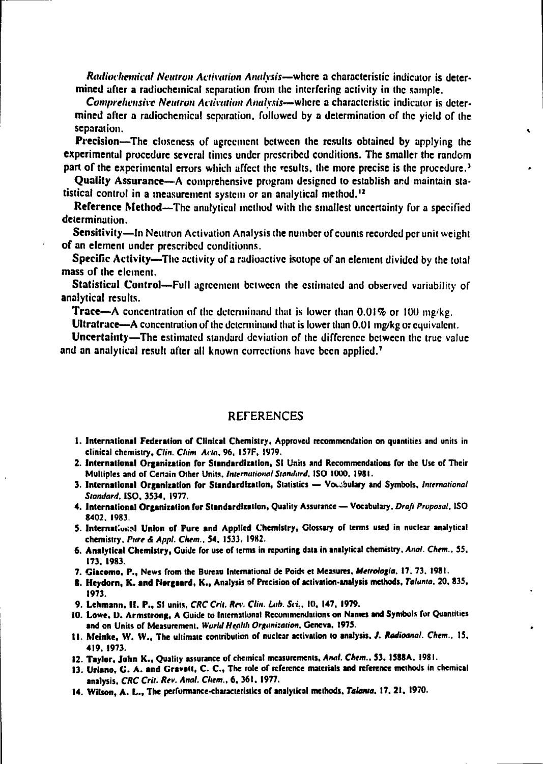*Radiochemical Neutron Activation Analysis*—where a characteristic indicator is determined after a radiochemical separation from the interfering activity in the sample.

*Comprehensive Neutron Activation Analysis*—where a characteristic indicator is determined after a radiochemical separation, followed by a determination of the yield of the separation.

**Precision**—The closeness of agreement between the results obtained by applying the experimental procedure several times under prescribed conditions. The smaller the random part of the experimental errors which affect the results, the more precise is the procedure.[3]

**Quality Assurance**—A comprehensive program designed to establish and maintain statistical control in a measurement system or an analytical method.[12]

**Reference Method**—The analytical method with the smallest uncertainty for a specified determination.

**Sensitivity**—In Neutron Activation Analysis the number of counts recorded per unit weight of an element under prescribed conditionns.

**Specific Activity**—The activity of a radioactive isotope of an element divided by the total mass of the element.

**Statistical Control**—Full agreement between the estimated and observed variability of analytical results.

**Trace**—A concentration of the determinand that is lower than 0.01% or 100 mg/kg.

**Ultratrace**—A concentration of the determinand that is lower than 0.01 mg/kg or equivalent.

**Uncertainty**—The estimated standard deviation of the difference between the true value and an analytical result after all known corrections have been applied.[7]

## REFERENCES

1. **International Federation of Clinical Chemistry, Approved recommendation on quantities and units in clinical chemistry, *Clin. Chim Acta*, 96, 157F, 1979.**
2. **International Organization for Standardization, SI Units and Recommendations for the Use of Their Multiples and of Certain Other Units, *International Standard*, ISO 1000, 1981.**
3. **International Organization for Standardization, Statistics — Vocabulary and Symbols, *International Standard*, ISO, 3534, 1977.**
4. **International Organization for Standardization, Quality Assurance — Vocabulary, *Draft Proposal*, ISO 8402, 1983.**
5. **International Union of Pure and Applied Chemistry, Glossary of terms used in nuclear analytical chemistry, *Pure & Appl. Chem.*, 54, 1533, 1982.**
6. **Analytical Chemistry, Guide for use of terms in reporting data in analytical chemistry, *Anal. Chem.*, 55, 173, 1983.**
7. **Giacomo, P., News from the Bureau International de Poids et Measures, *Metrologia*, 17, 73, 1981.**
8. **Heydorn, K. and Nørgaard, K., Analysis of Precision of activation-analysis methods, *Talanta*, 20, 835, 1973.**
9. **Lehmann, H. P., SI units, *CRC Crit. Rev. Clin. Lab. Sci.*, 10, 147, 1979.**
10. **Lowe, D. Armstrong, A Guide to International Recommendations on Names and Symbols for Quantities and on Units of Measurement, *World Health Organization*, Geneva, 1975.**
11. **Meinke, W. W., The ultimate contribution of nuclear activation to analysis, *J. Radioanal. Chem.*, 15, 419, 1973.**
12. **Taylor, John K., Quality assurance of chemical measurements, *Anal. Chem.*, 53, 1588A, 1981.**
13. **Uriano, G. A. and Gravatt, C. C., The role of reference materials and reference methods in chemical analysis, *CRC Crit. Rev. Anal. Chem.*, 6, 361, 1977.**
14. **Wilson, A. L., The performance-characteristics of analytical methods, *Talanta*, 17, 21, 1970.**